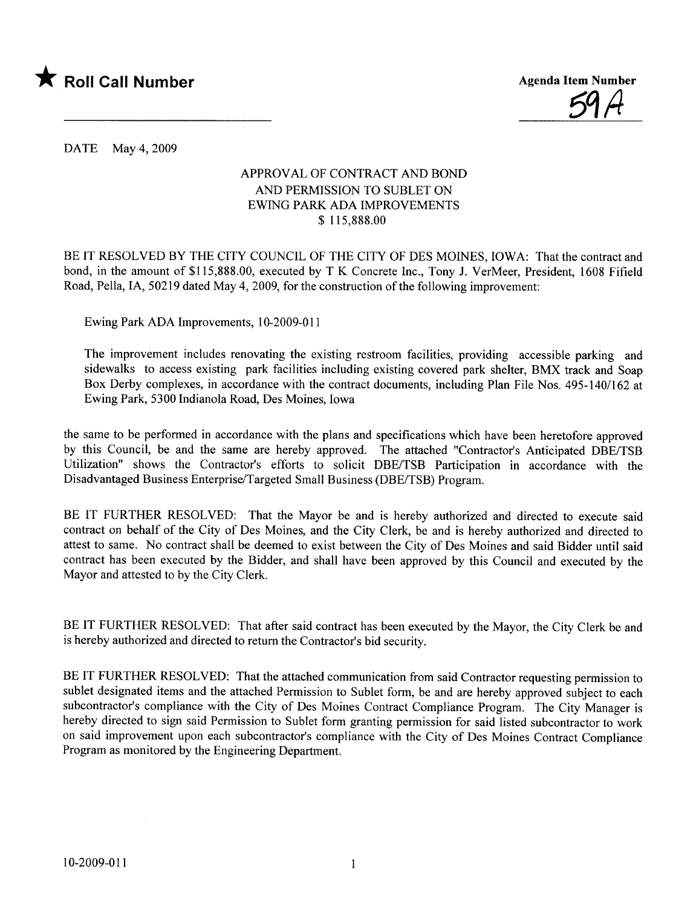★ **Roll Call Number**

**Agenda Item Number**

59A

DATE May 4, 2009

APPROVAL OF CONTRACT AND BOND
AND PERMISSION TO SUBLET ON
EWING PARK ADA IMPROVEMENTS
$ 115,888.00

BE IT RESOLVED BY THE CITY COUNCIL OF THE CITY OF DES MOINES, IOWA: That the contract and bond, in the amount of $115,888.00, executed by T K Concrete Inc., Tony J. VerMeer, President, 1608 Fifield Road, Pella, IA, 50219 dated May 4, 2009, for the construction of the following improvement:

Ewing Park ADA Improvements, 10-2009-011

The improvement includes renovating the existing restroom facilities, providing accessible parking and sidewalks to access existing park facilities including existing covered park shelter, BMX track and Soap Box Derby complexes, in accordance with the contract documents, including Plan File Nos. 495-140/162 at Ewing Park, 5300 Indianola Road, Des Moines, Iowa

the same to be performed in accordance with the plans and specifications which have been heretofore approved by this Council, be and the same are hereby approved. The attached "Contractor's Anticipated DBE/TSB Utilization" shows the Contractor's efforts to solicit DBE/TSB Participation in accordance with the Disadvantaged Business Enterprise/Targeted Small Business (DBE/TSB) Program.

BE IT FURTHER RESOLVED: That the Mayor be and is hereby authorized and directed to execute said contract on behalf of the City of Des Moines, and the City Clerk, be and is hereby authorized and directed to attest to same. No contract shall be deemed to exist between the City of Des Moines and said Bidder until said contract has been executed by the Bidder, and shall have been approved by this Council and executed by the Mayor and attested to by the City Clerk.

BE IT FURTHER RESOLVED: That after said contract has been executed by the Mayor, the City Clerk be and is hereby authorized and directed to return the Contractor's bid security.

BE IT FURTHER RESOLVED: That the attached communication from said Contractor requesting permission to sublet designated items and the attached Permission to Sublet form, be and are hereby approved subject to each subcontractor's compliance with the City of Des Moines Contract Compliance Program. The City Manager is hereby directed to sign said Permission to Sublet form granting permission for said listed subcontractor to work on said improvement upon each subcontractor's compliance with the City of Des Moines Contract Compliance Program as monitored by the Engineering Department.

10-2009-011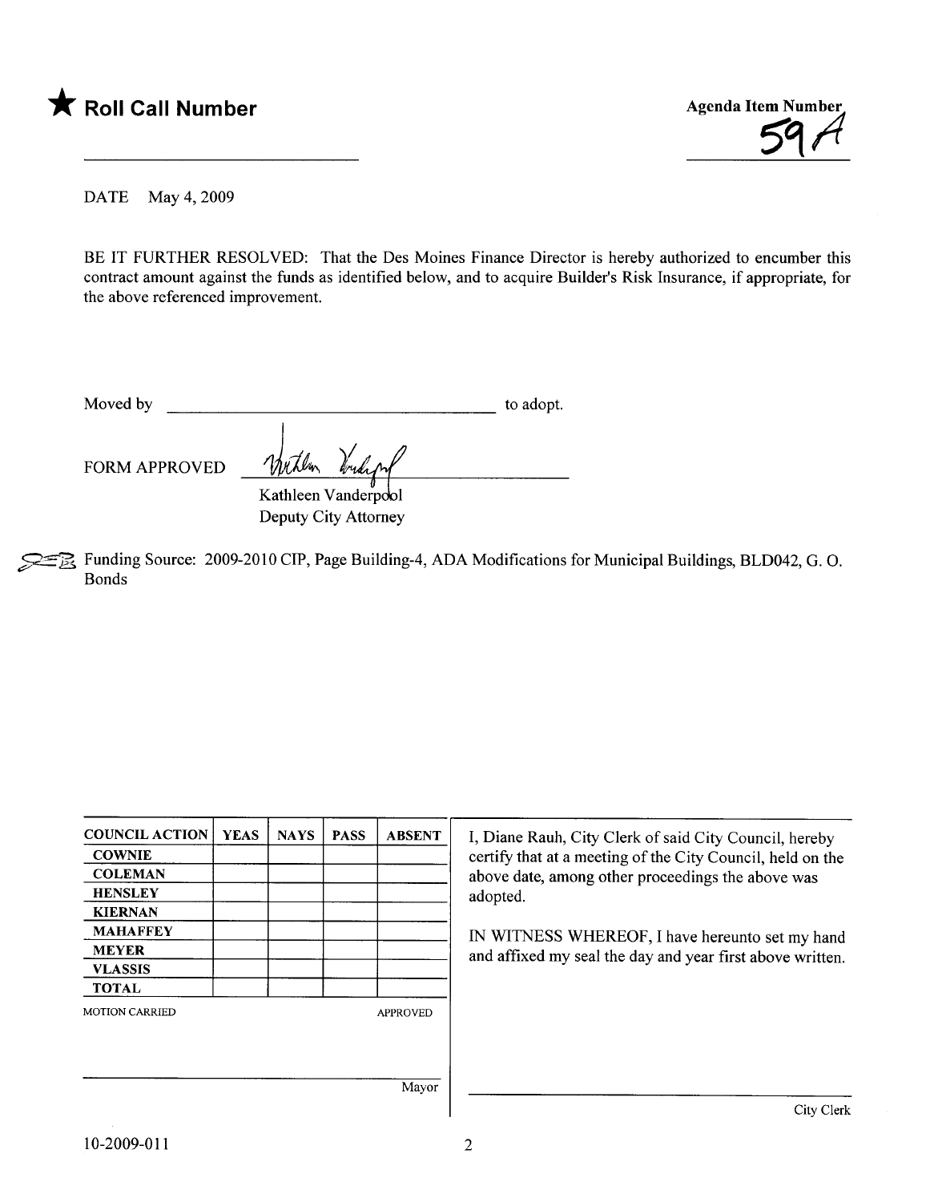★ **Roll Call Number**

**Agenda Item Number**
59A

DATE May 4, 2009

BE IT FURTHER RESOLVED: That the Des Moines Finance Director is hereby authorized to encumber this contract amount against the funds as identified below, and to acquire Builder's Risk Insurance, if appropriate, for the above referenced improvement.

Moved by ______________________________ to adopt.

FORM APPROVED ______________________________
Kathleen Vanderpool
Deputy City Attorney

Funding Source: 2009-2010 CIP, Page Building-4, ADA Modifications for Municipal Buildings, BLD042, G. O. Bonds

| COUNCIL ACTION | YEAS | NAYS | PASS | ABSENT |
|---|---|---|---|---|
| COWNIE | | | | |
| COLEMAN | | | | |
| HENSLEY | | | | |
| KIERNAN | | | | |
| MAHAFFEY | | | | |
| MEYER | | | | |
| VLASSIS | | | | |
| TOTAL | | | | |

MOTION CARRIED APPROVED

______________________________ Mayor

I, Diane Rauh, City Clerk of said City Council, hereby certify that at a meeting of the City Council, held on the above date, among other proceedings the above was adopted.

IN WITNESS WHEREOF, I have hereunto set my hand and affixed my seal the day and year first above written.

______________________________ City Clerk

10-2009-011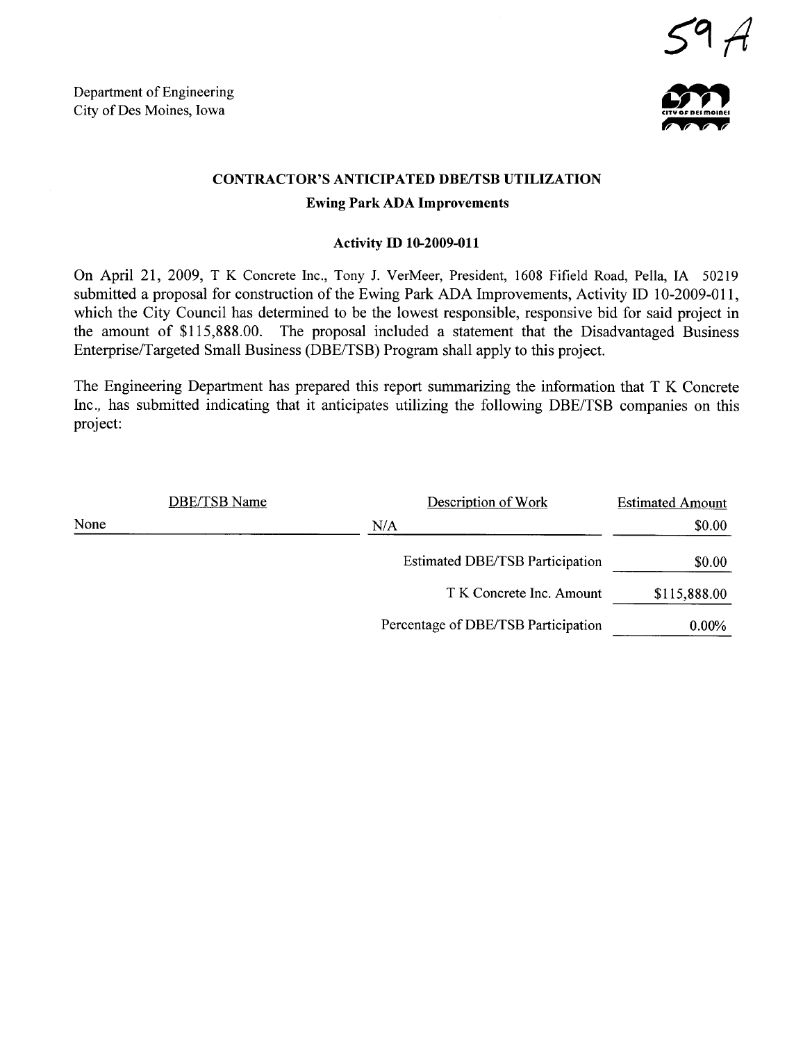59 A

Department of Engineering
City of Des Moines, Iowa

## CONTRACTOR'S ANTICIPATED DBE/TSB UTILIZATION

### Ewing Park ADA Improvements

### Activity ID 10-2009-011

On April 21, 2009, T K Concrete Inc., Tony J. VerMeer, President, 1608 Fifield Road, Pella, IA 50219 submitted a proposal for construction of the Ewing Park ADA Improvements, Activity ID 10-2009-011, which the City Council has determined to be the lowest responsible, responsive bid for said project in the amount of $115,888.00. The proposal included a statement that the Disadvantaged Business Enterprise/Targeted Small Business (DBE/TSB) Program shall apply to this project.

The Engineering Department has prepared this report summarizing the information that T K Concrete Inc., has submitted indicating that it anticipates utilizing the following DBE/TSB companies on this project:

| DBE/TSB Name | Description of Work | Estimated Amount |
|---|---|---|
| None | N/A | $0.00 |
| | Estimated DBE/TSB Participation | $0.00 |
| | T K Concrete Inc. Amount | $115,888.00 |
| | Percentage of DBE/TSB Participation | 0.00% |